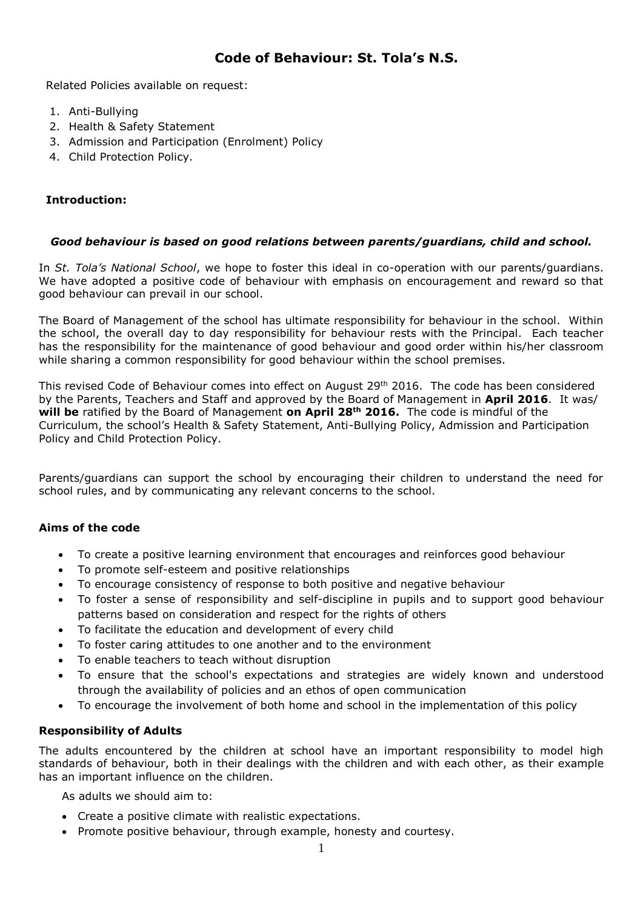# Code of Behaviour: St. Tola's N.S.

Related Policies available on request:

1. Anti-Bullying
2. Health & Safety Statement
3. Admission and Participation (Enrolment) Policy
4. Child Protection Policy.

**Introduction:**

***Good behaviour is based on good relations between parents/guardians, child and school.***

In *St. Tola's National School*, we hope to foster this ideal in co-operation with our parents/guardians. We have adopted a positive code of behaviour with emphasis on encouragement and reward so that good behaviour can prevail in our school.

The Board of Management of the school has ultimate responsibility for behaviour in the school. Within the school, the overall day to day responsibility for behaviour rests with the Principal. Each teacher has the responsibility for the maintenance of good behaviour and good order within his/her classroom while sharing a common responsibility for good behaviour within the school premises.

This revised Code of Behaviour comes into effect on August 29th 2016. The code has been considered by the Parents, Teachers and Staff and approved by the Board of Management in **April 2016**. It was/ **will be** ratified by the Board of Management **on April 28th 2016.** The code is mindful of the Curriculum, the school's Health & Safety Statement, Anti-Bullying Policy, Admission and Participation Policy and Child Protection Policy.

Parents/guardians can support the school by encouraging their children to understand the need for school rules, and by communicating any relevant concerns to the school.

**Aims of the code**

- To create a positive learning environment that encourages and reinforces good behaviour
- To promote self-esteem and positive relationships
- To encourage consistency of response to both positive and negative behaviour
- To foster a sense of responsibility and self-discipline in pupils and to support good behaviour patterns based on consideration and respect for the rights of others
- To facilitate the education and development of every child
- To foster caring attitudes to one another and to the environment
- To enable teachers to teach without disruption
- To ensure that the school's expectations and strategies are widely known and understood through the availability of policies and an ethos of open communication
- To encourage the involvement of both home and school in the implementation of this policy

**Responsibility of Adults**

The adults encountered by the children at school have an important responsibility to model high standards of behaviour, both in their dealings with the children and with each other, as their example has an important influence on the children.

As adults we should aim to:

- Create a positive climate with realistic expectations.
- Promote positive behaviour, through example, honesty and courtesy.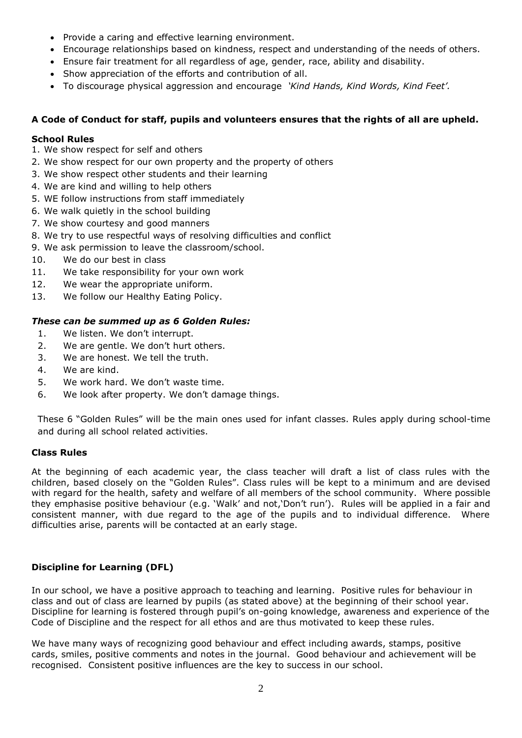- Provide a caring and effective learning environment.
- Encourage relationships based on kindness, respect and understanding of the needs of others.
- Ensure fair treatment for all regardless of age, gender, race, ability and disability.
- Show appreciation of the efforts and contribution of all.
- To discourage physical aggression and encourage *'Kind Hands, Kind Words, Kind Feet'.*

**A Code of Conduct for staff, pupils and volunteers ensures that the rights of all are upheld.**

**School Rules**

1. We show respect for self and others
2. We show respect for our own property and the property of others
3. We show respect other students and their learning
4. We are kind and willing to help others
5. WE follow instructions from staff immediately
6. We walk quietly in the school building
7. We show courtesy and good manners
8. We try to use respectful ways of resolving difficulties and conflict
9. We ask permission to leave the classroom/school.
10. We do our best in class
11. We take responsibility for your own work
12. We wear the appropriate uniform.
13. We follow our Healthy Eating Policy.

***These can be summed up as 6 Golden Rules:***

1. We listen. We don't interrupt.
2. We are gentle. We don't hurt others.
3. We are honest. We tell the truth.
4. We are kind.
5. We work hard. We don't waste time.
6. We look after property. We don't damage things.

These 6 "Golden Rules" will be the main ones used for infant classes. Rules apply during school-time and during all school related activities.

**Class Rules**

At the beginning of each academic year, the class teacher will draft a list of class rules with the children, based closely on the "Golden Rules". Class rules will be kept to a minimum and are devised with regard for the health, safety and welfare of all members of the school community. Where possible they emphasise positive behaviour (e.g. 'Walk' and not,'Don't run'). Rules will be applied in a fair and consistent manner, with due regard to the age of the pupils and to individual difference. Where difficulties arise, parents will be contacted at an early stage.

**Discipline for Learning (DFL)**

In our school, we have a positive approach to teaching and learning. Positive rules for behaviour in class and out of class are learned by pupils (as stated above) at the beginning of their school year. Discipline for learning is fostered through pupil's on-going knowledge, awareness and experience of the Code of Discipline and the respect for all ethos and are thus motivated to keep these rules.

We have many ways of recognizing good behaviour and effect including awards, stamps, positive cards, smiles, positive comments and notes in the journal. Good behaviour and achievement will be recognised. Consistent positive influences are the key to success in our school.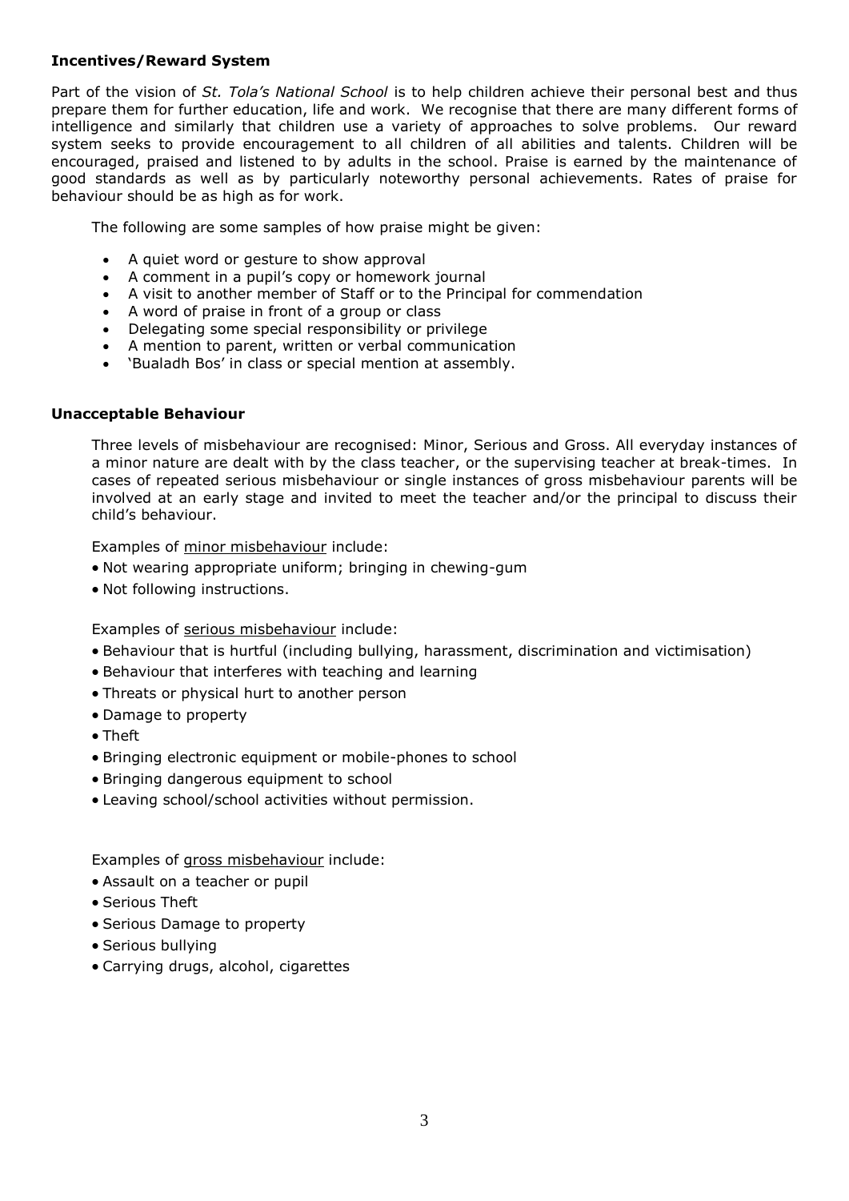### **Incentives/Reward System**

Part of the vision of *St. Tola's National School* is to help children achieve their personal best and thus prepare them for further education, life and work. We recognise that there are many different forms of intelligence and similarly that children use a variety of approaches to solve problems. Our reward system seeks to provide encouragement to all children of all abilities and talents. Children will be encouraged, praised and listened to by adults in the school. Praise is earned by the maintenance of good standards as well as by particularly noteworthy personal achievements. Rates of praise for behaviour should be as high as for work.

The following are some samples of how praise might be given:

- A quiet word or gesture to show approval
- A comment in a pupil's copy or homework journal
- A visit to another member of Staff or to the Principal for commendation
- A word of praise in front of a group or class
- Delegating some special responsibility or privilege
- A mention to parent, written or verbal communication
- 'Bualadh Bos' in class or special mention at assembly.

### **Unacceptable Behaviour**

Three levels of misbehaviour are recognised: Minor, Serious and Gross. All everyday instances of a minor nature are dealt with by the class teacher, or the supervising teacher at break-times. In cases of repeated serious misbehaviour or single instances of gross misbehaviour parents will be involved at an early stage and invited to meet the teacher and/or the principal to discuss their child's behaviour.

Examples of minor misbehaviour include:

- Not wearing appropriate uniform; bringing in chewing-gum
- Not following instructions.

Examples of serious misbehaviour include:

- Behaviour that is hurtful (including bullying, harassment, discrimination and victimisation)
- Behaviour that interferes with teaching and learning
- Threats or physical hurt to another person
- Damage to property
- Theft
- Bringing electronic equipment or mobile-phones to school
- Bringing dangerous equipment to school
- Leaving school/school activities without permission.

Examples of gross misbehaviour include:

- Assault on a teacher or pupil
- Serious Theft
- Serious Damage to property
- Serious bullying
- Carrying drugs, alcohol, cigarettes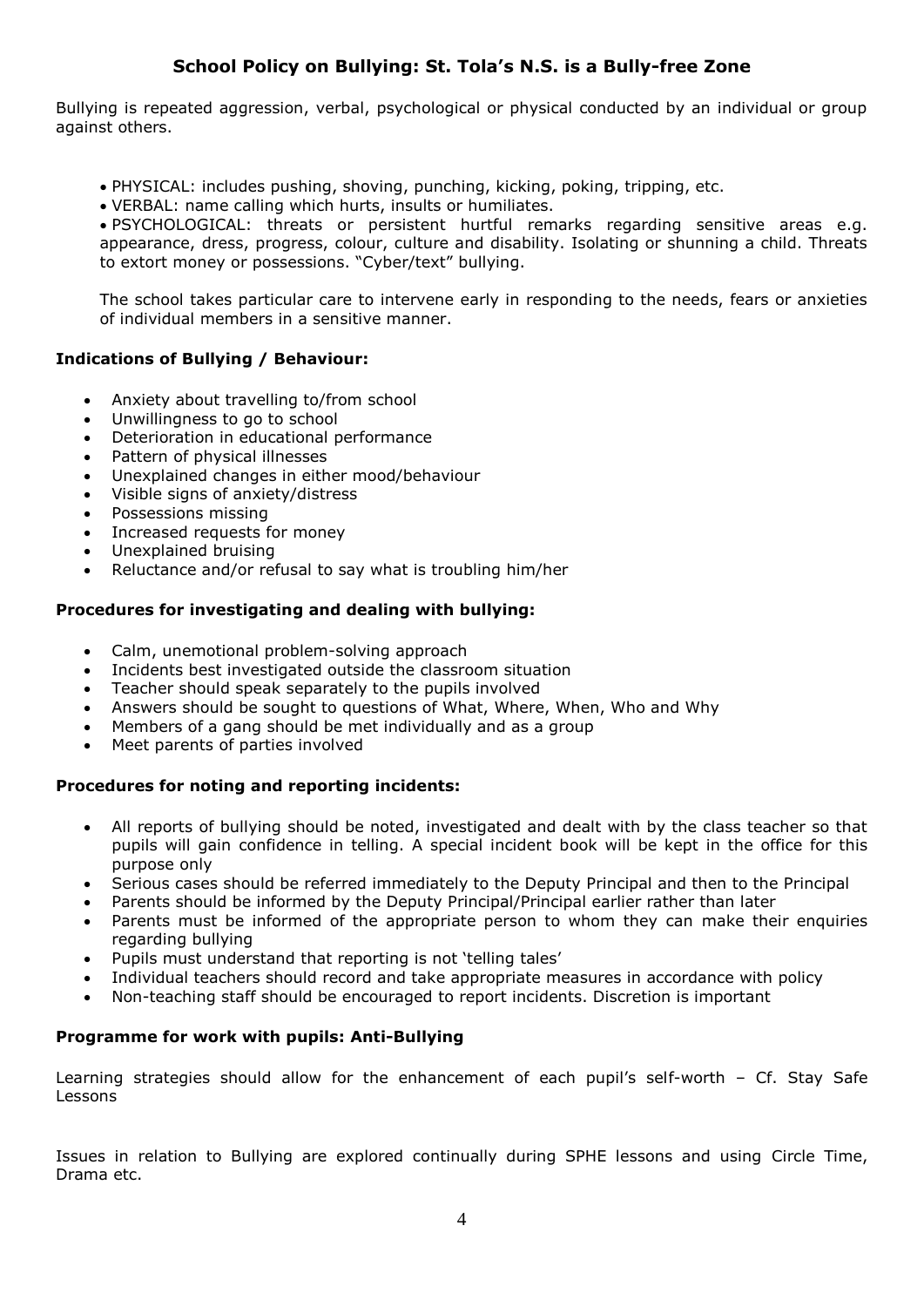## School Policy on Bullying: St. Tola's N.S. is a Bully-free Zone

Bullying is repeated aggression, verbal, psychological or physical conducted by an individual or group against others.

- PHYSICAL: includes pushing, shoving, punching, kicking, poking, tripping, etc.
- VERBAL: name calling which hurts, insults or humiliates.
- PSYCHOLOGICAL: threats or persistent hurtful remarks regarding sensitive areas e.g. appearance, dress, progress, colour, culture and disability. Isolating or shunning a child. Threats to extort money or possessions. "Cyber/text" bullying.

The school takes particular care to intervene early in responding to the needs, fears or anxieties of individual members in a sensitive manner.

### Indications of Bullying / Behaviour:

- Anxiety about travelling to/from school
- Unwillingness to go to school
- Deterioration in educational performance
- Pattern of physical illnesses
- Unexplained changes in either mood/behaviour
- Visible signs of anxiety/distress
- Possessions missing
- Increased requests for money
- Unexplained bruising
- Reluctance and/or refusal to say what is troubling him/her

### Procedures for investigating and dealing with bullying:

- Calm, unemotional problem-solving approach
- Incidents best investigated outside the classroom situation
- Teacher should speak separately to the pupils involved
- Answers should be sought to questions of What, Where, When, Who and Why
- Members of a gang should be met individually and as a group
- Meet parents of parties involved

### Procedures for noting and reporting incidents:

- All reports of bullying should be noted, investigated and dealt with by the class teacher so that pupils will gain confidence in telling. A special incident book will be kept in the office for this purpose only
- Serious cases should be referred immediately to the Deputy Principal and then to the Principal
- Parents should be informed by the Deputy Principal/Principal earlier rather than later
- Parents must be informed of the appropriate person to whom they can make their enquiries regarding bullying
- Pupils must understand that reporting is not 'telling tales'
- Individual teachers should record and take appropriate measures in accordance with policy
- Non-teaching staff should be encouraged to report incidents. Discretion is important

### Programme for work with pupils: Anti-Bullying

Learning strategies should allow for the enhancement of each pupil's self-worth – Cf. Stay Safe Lessons

Issues in relation to Bullying are explored continually during SPHE lessons and using Circle Time, Drama etc.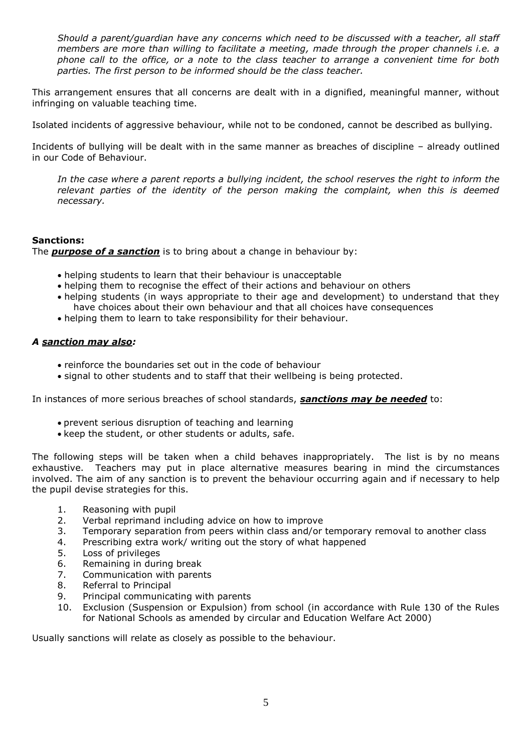*Should a parent/guardian have any concerns which need to be discussed with a teacher, all staff members are more than willing to facilitate a meeting, made through the proper channels i.e. a phone call to the office, or a note to the class teacher to arrange a convenient time for both parties. The first person to be informed should be the class teacher.*

This arrangement ensures that all concerns are dealt with in a dignified, meaningful manner, without infringing on valuable teaching time.

Isolated incidents of aggressive behaviour, while not to be condoned, cannot be described as bullying.

Incidents of bullying will be dealt with in the same manner as breaches of discipline – already outlined in our Code of Behaviour.

*In the case where a parent reports a bullying incident, the school reserves the right to inform the relevant parties of the identity of the person making the complaint, when this is deemed necessary.*

**Sanctions:**

The ***purpose of a sanction*** is to bring about a change in behaviour by:

- helping students to learn that their behaviour is unacceptable
- helping them to recognise the effect of their actions and behaviour on others
- helping students (in ways appropriate to their age and development) to understand that they have choices about their own behaviour and that all choices have consequences
- helping them to learn to take responsibility for their behaviour.

***A sanction may also:***

- reinforce the boundaries set out in the code of behaviour
- signal to other students and to staff that their wellbeing is being protected.

In instances of more serious breaches of school standards, ***sanctions may be needed*** to:

- prevent serious disruption of teaching and learning
- keep the student, or other students or adults, safe.

The following steps will be taken when a child behaves inappropriately. The list is by no means exhaustive. Teachers may put in place alternative measures bearing in mind the circumstances involved. The aim of any sanction is to prevent the behaviour occurring again and if necessary to help the pupil devise strategies for this.

1. Reasoning with pupil
2. Verbal reprimand including advice on how to improve
3. Temporary separation from peers within class and/or temporary removal to another class
4. Prescribing extra work/ writing out the story of what happened
5. Loss of privileges
6. Remaining in during break
7. Communication with parents
8. Referral to Principal
9. Principal communicating with parents
10. Exclusion (Suspension or Expulsion) from school (in accordance with Rule 130 of the Rules for National Schools as amended by circular and Education Welfare Act 2000)

Usually sanctions will relate as closely as possible to the behaviour.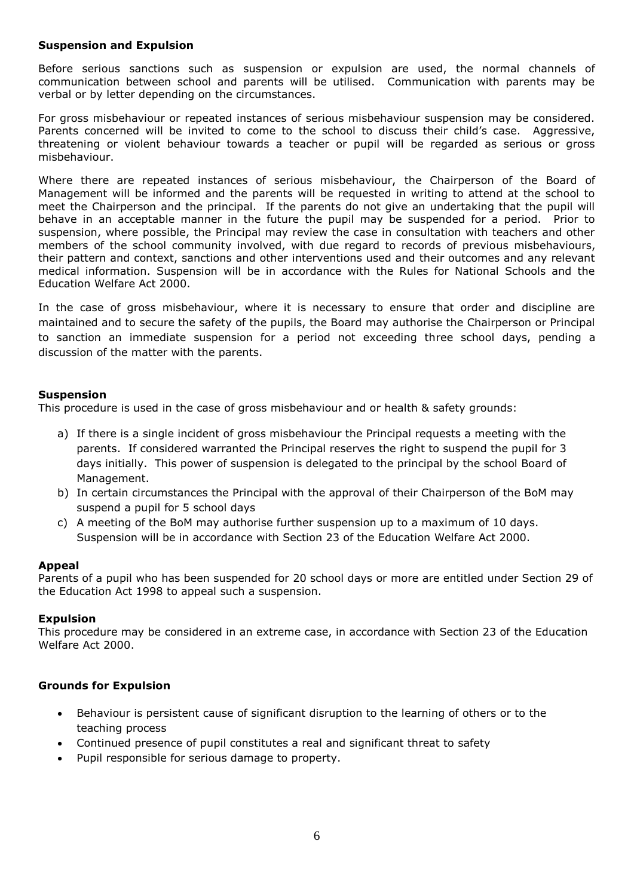**Suspension and Expulsion**

Before serious sanctions such as suspension or expulsion are used, the normal channels of communication between school and parents will be utilised. Communication with parents may be verbal or by letter depending on the circumstances.

For gross misbehaviour or repeated instances of serious misbehaviour suspension may be considered. Parents concerned will be invited to come to the school to discuss their child's case. Aggressive, threatening or violent behaviour towards a teacher or pupil will be regarded as serious or gross misbehaviour.

Where there are repeated instances of serious misbehaviour, the Chairperson of the Board of Management will be informed and the parents will be requested in writing to attend at the school to meet the Chairperson and the principal. If the parents do not give an undertaking that the pupil will behave in an acceptable manner in the future the pupil may be suspended for a period. Prior to suspension, where possible, the Principal may review the case in consultation with teachers and other members of the school community involved, with due regard to records of previous misbehaviours, their pattern and context, sanctions and other interventions used and their outcomes and any relevant medical information. Suspension will be in accordance with the Rules for National Schools and the Education Welfare Act 2000.

In the case of gross misbehaviour, where it is necessary to ensure that order and discipline are maintained and to secure the safety of the pupils, the Board may authorise the Chairperson or Principal to sanction an immediate suspension for a period not exceeding three school days, pending a discussion of the matter with the parents.

**Suspension**

This procedure is used in the case of gross misbehaviour and or health & safety grounds:

a) If there is a single incident of gross misbehaviour the Principal requests a meeting with the parents. If considered warranted the Principal reserves the right to suspend the pupil for 3 days initially. This power of suspension is delegated to the principal by the school Board of Management.
b) In certain circumstances the Principal with the approval of their Chairperson of the BoM may suspend a pupil for 5 school days
c) A meeting of the BoM may authorise further suspension up to a maximum of 10 days. Suspension will be in accordance with Section 23 of the Education Welfare Act 2000.

**Appeal**

Parents of a pupil who has been suspended for 20 school days or more are entitled under Section 29 of the Education Act 1998 to appeal such a suspension.

**Expulsion**

This procedure may be considered in an extreme case, in accordance with Section 23 of the Education Welfare Act 2000.

**Grounds for Expulsion**

- Behaviour is persistent cause of significant disruption to the learning of others or to the teaching process
- Continued presence of pupil constitutes a real and significant threat to safety
- Pupil responsible for serious damage to property.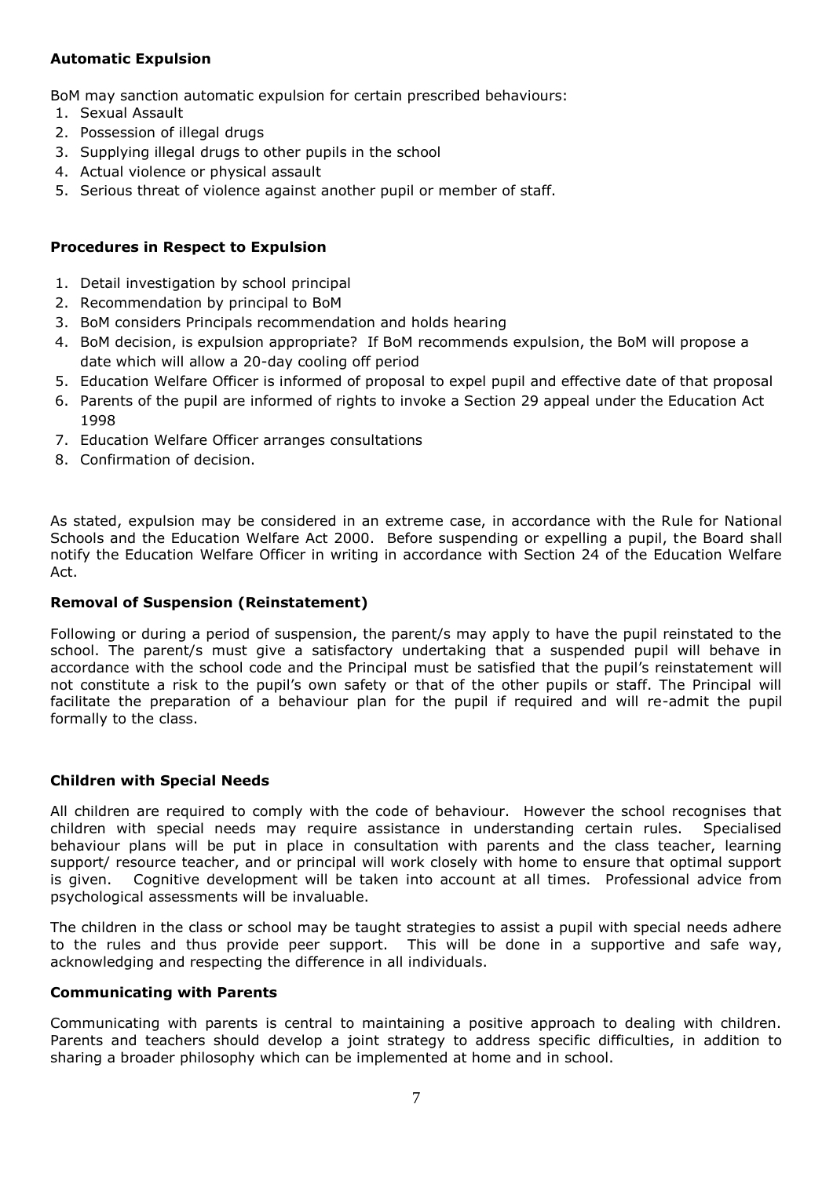**Automatic Expulsion**

BoM may sanction automatic expulsion for certain prescribed behaviours:

1. Sexual Assault
2. Possession of illegal drugs
3. Supplying illegal drugs to other pupils in the school
4. Actual violence or physical assault
5. Serious threat of violence against another pupil or member of staff.

**Procedures in Respect to Expulsion**

1. Detail investigation by school principal
2. Recommendation by principal to BoM
3. BoM considers Principals recommendation and holds hearing
4. BoM decision, is expulsion appropriate? If BoM recommends expulsion, the BoM will propose a date which will allow a 20-day cooling off period
5. Education Welfare Officer is informed of proposal to expel pupil and effective date of that proposal
6. Parents of the pupil are informed of rights to invoke a Section 29 appeal under the Education Act 1998
7. Education Welfare Officer arranges consultations
8. Confirmation of decision.

As stated, expulsion may be considered in an extreme case, in accordance with the Rule for National Schools and the Education Welfare Act 2000. Before suspending or expelling a pupil, the Board shall notify the Education Welfare Officer in writing in accordance with Section 24 of the Education Welfare Act.

**Removal of Suspension (Reinstatement)**

Following or during a period of suspension, the parent/s may apply to have the pupil reinstated to the school. The parent/s must give a satisfactory undertaking that a suspended pupil will behave in accordance with the school code and the Principal must be satisfied that the pupil's reinstatement will not constitute a risk to the pupil's own safety or that of the other pupils or staff. The Principal will facilitate the preparation of a behaviour plan for the pupil if required and will re-admit the pupil formally to the class.

**Children with Special Needs**

All children are required to comply with the code of behaviour. However the school recognises that children with special needs may require assistance in understanding certain rules. Specialised behaviour plans will be put in place in consultation with parents and the class teacher, learning support/ resource teacher, and or principal will work closely with home to ensure that optimal support is given. Cognitive development will be taken into account at all times. Professional advice from psychological assessments will be invaluable.

The children in the class or school may be taught strategies to assist a pupil with special needs adhere to the rules and thus provide peer support. This will be done in a supportive and safe way, acknowledging and respecting the difference in all individuals.

**Communicating with Parents**

Communicating with parents is central to maintaining a positive approach to dealing with children. Parents and teachers should develop a joint strategy to address specific difficulties, in addition to sharing a broader philosophy which can be implemented at home and in school.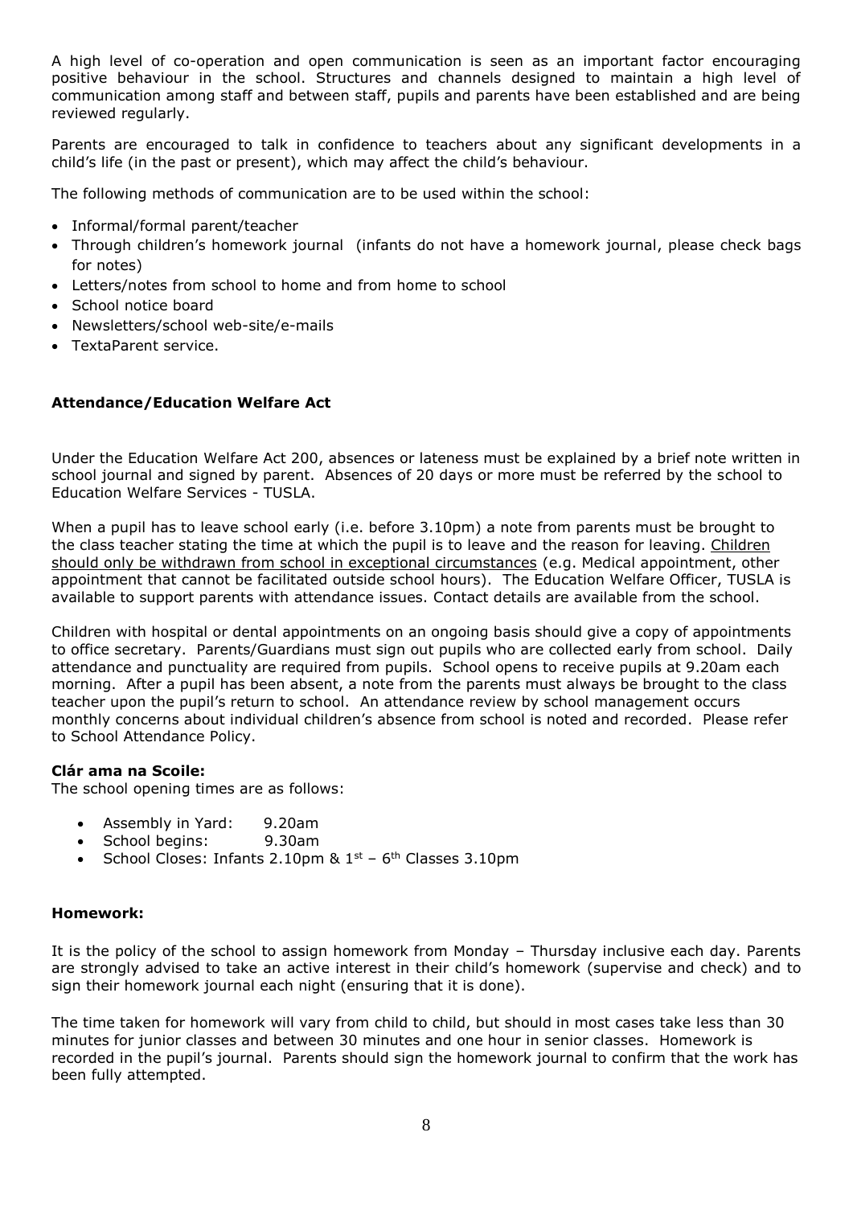A high level of co-operation and open communication is seen as an important factor encouraging positive behaviour in the school. Structures and channels designed to maintain a high level of communication among staff and between staff, pupils and parents have been established and are being reviewed regularly.

Parents are encouraged to talk in confidence to teachers about any significant developments in a child's life (in the past or present), which may affect the child's behaviour.

The following methods of communication are to be used within the school:

- Informal/formal parent/teacher
- Through children's homework journal (infants do not have a homework journal, please check bags for notes)
- Letters/notes from school to home and from home to school
- School notice board
- Newsletters/school web-site/e-mails
- TextaParent service.

**Attendance/Education Welfare Act**

Under the Education Welfare Act 200, absences or lateness must be explained by a brief note written in school journal and signed by parent. Absences of 20 days or more must be referred by the school to Education Welfare Services - TUSLA.

When a pupil has to leave school early (i.e. before 3.10pm) a note from parents must be brought to the class teacher stating the time at which the pupil is to leave and the reason for leaving. <u>Children should only be withdrawn from school in exceptional circumstances</u> (e.g. Medical appointment, other appointment that cannot be facilitated outside school hours). The Education Welfare Officer, TUSLA is available to support parents with attendance issues. Contact details are available from the school.

Children with hospital or dental appointments on an ongoing basis should give a copy of appointments to office secretary. Parents/Guardians must sign out pupils who are collected early from school. Daily attendance and punctuality are required from pupils. School opens to receive pupils at 9.20am each morning. After a pupil has been absent, a note from the parents must always be brought to the class teacher upon the pupil's return to school. An attendance review by school management occurs monthly concerns about individual children's absence from school is noted and recorded. Please refer to School Attendance Policy.

**Clár ama na Scoile:**

The school opening times are as follows:

- Assembly in Yard: 9.20am
- School begins: 9.30am
- School Closes: Infants 2.10pm & 1st – 6th Classes 3.10pm

**Homework:**

It is the policy of the school to assign homework from Monday – Thursday inclusive each day. Parents are strongly advised to take an active interest in their child's homework (supervise and check) and to sign their homework journal each night (ensuring that it is done).

The time taken for homework will vary from child to child, but should in most cases take less than 30 minutes for junior classes and between 30 minutes and one hour in senior classes. Homework is recorded in the pupil's journal. Parents should sign the homework journal to confirm that the work has been fully attempted.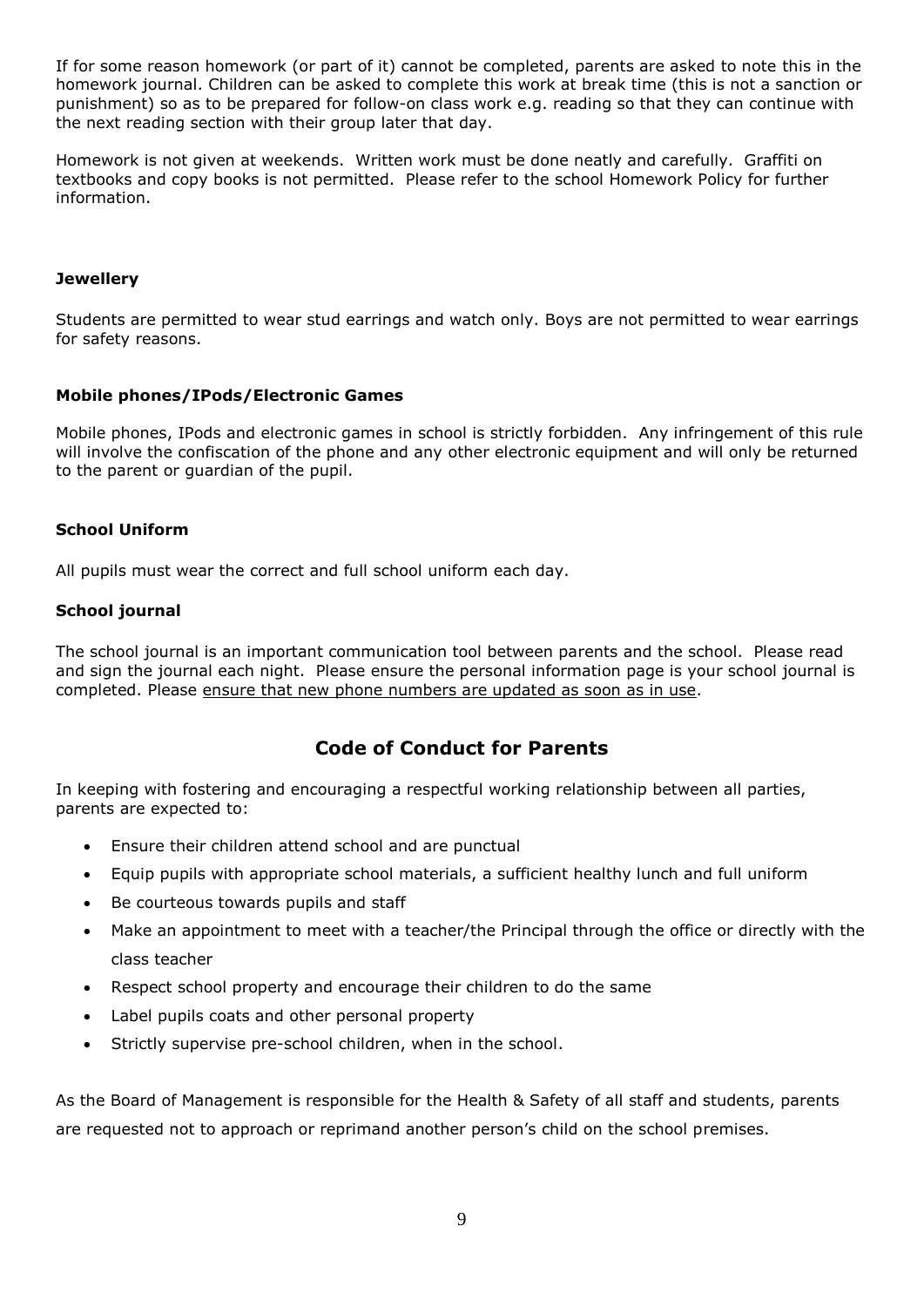If for some reason homework (or part of it) cannot be completed, parents are asked to note this in the homework journal. Children can be asked to complete this work at break time (this is not a sanction or punishment) so as to be prepared for follow-on class work e.g. reading so that they can continue with the next reading section with their group later that day.

Homework is not given at weekends. Written work must be done neatly and carefully. Graffiti on textbooks and copy books is not permitted. Please refer to the school Homework Policy for further information.

**Jewellery**

Students are permitted to wear stud earrings and watch only. Boys are not permitted to wear earrings for safety reasons.

**Mobile phones/IPods/Electronic Games**

Mobile phones, IPods and electronic games in school is strictly forbidden. Any infringement of this rule will involve the confiscation of the phone and any other electronic equipment and will only be returned to the parent or guardian of the pupil.

**School Uniform**

All pupils must wear the correct and full school uniform each day.

**School journal**

The school journal is an important communication tool between parents and the school. Please read and sign the journal each night. Please ensure the personal information page is your school journal is completed. Please ensure that new phone numbers are updated as soon as in use.

## Code of Conduct for Parents

In keeping with fostering and encouraging a respectful working relationship between all parties, parents are expected to:

- Ensure their children attend school and are punctual
- Equip pupils with appropriate school materials, a sufficient healthy lunch and full uniform
- Be courteous towards pupils and staff
- Make an appointment to meet with a teacher/the Principal through the office or directly with the class teacher
- Respect school property and encourage their children to do the same
- Label pupils coats and other personal property
- Strictly supervise pre-school children, when in the school.

As the Board of Management is responsible for the Health & Safety of all staff and students, parents are requested not to approach or reprimand another person's child on the school premises.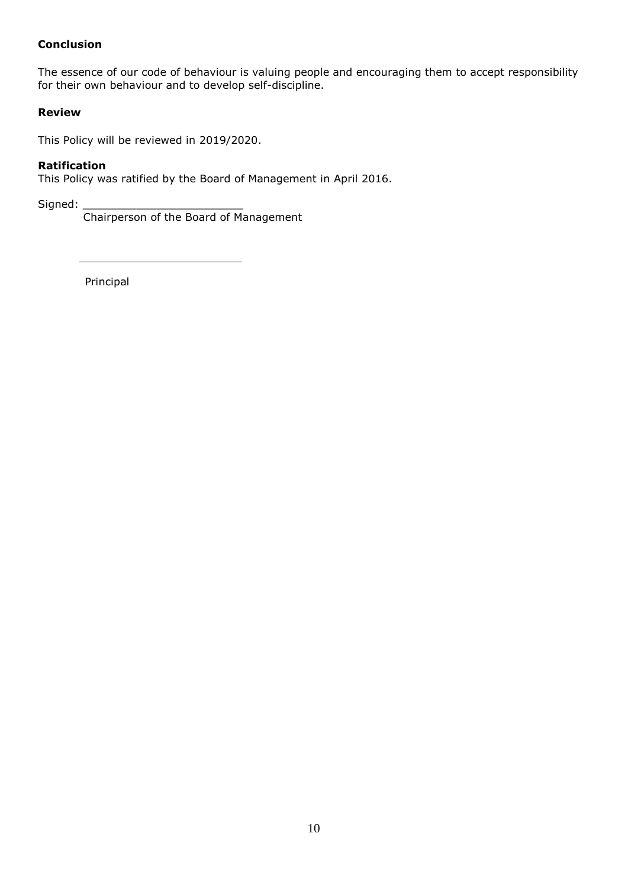**Conclusion**

The essence of our code of behaviour is valuing people and encouraging them to accept responsibility for their own behaviour and to develop self-discipline.

**Review**

This Policy will be reviewed in 2019/2020.

**Ratification**

This Policy was ratified by the Board of Management in April 2016.

Signed: ________________________

Chairperson of the Board of Management

________________________

Principal